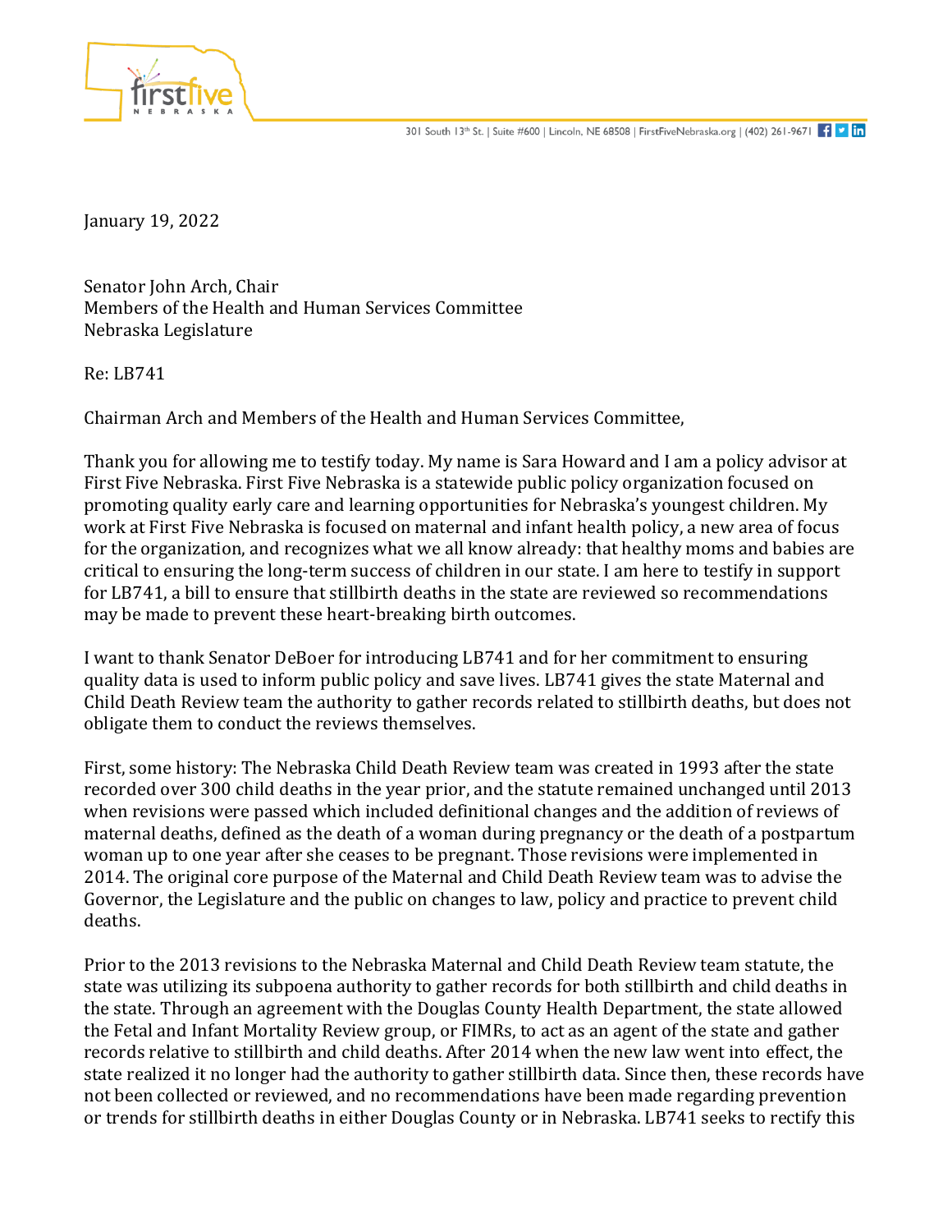January 19, 2022

Senator John Arch, Chair
Members of the Health and Human Services Committee
Nebraska Legislature

Re: LB741

Chairman Arch and Members of the Health and Human Services Committee,

Thank you for allowing me to testify today. My name is Sara Howard and I am a policy advisor at First Five Nebraska. First Five Nebraska is a statewide public policy organization focused on promoting quality early care and learning opportunities for Nebraska's youngest children. My work at First Five Nebraska is focused on maternal and infant health policy, a new area of focus for the organization, and recognizes what we all know already: that healthy moms and babies are critical to ensuring the long-term success of children in our state. I am here to testify in support for LB741, a bill to ensure that stillbirth deaths in the state are reviewed so recommendations may be made to prevent these heart-breaking birth outcomes.

I want to thank Senator DeBoer for introducing LB741 and for her commitment to ensuring quality data is used to inform public policy and save lives. LB741 gives the state Maternal and Child Death Review team the authority to gather records related to stillbirth deaths, but does not obligate them to conduct the reviews themselves.

First, some history: The Nebraska Child Death Review team was created in 1993 after the state recorded over 300 child deaths in the year prior, and the statute remained unchanged until 2013 when revisions were passed which included definitional changes and the addition of reviews of maternal deaths, defined as the death of a woman during pregnancy or the death of a postpartum woman up to one year after she ceases to be pregnant. Those revisions were implemented in 2014. The original core purpose of the Maternal and Child Death Review team was to advise the Governor, the Legislature and the public on changes to law, policy and practice to prevent child deaths.

Prior to the 2013 revisions to the Nebraska Maternal and Child Death Review team statute, the state was utilizing its subpoena authority to gather records for both stillbirth and child deaths in the state. Through an agreement with the Douglas County Health Department, the state allowed the Fetal and Infant Mortality Review group, or FIMRs, to act as an agent of the state and gather records relative to stillbirth and child deaths. After 2014 when the new law went into effect, the state realized it no longer had the authority to gather stillbirth data. Since then, these records have not been collected or reviewed, and no recommendations have been made regarding prevention or trends for stillbirth deaths in either Douglas County or in Nebraska. LB741 seeks to rectify this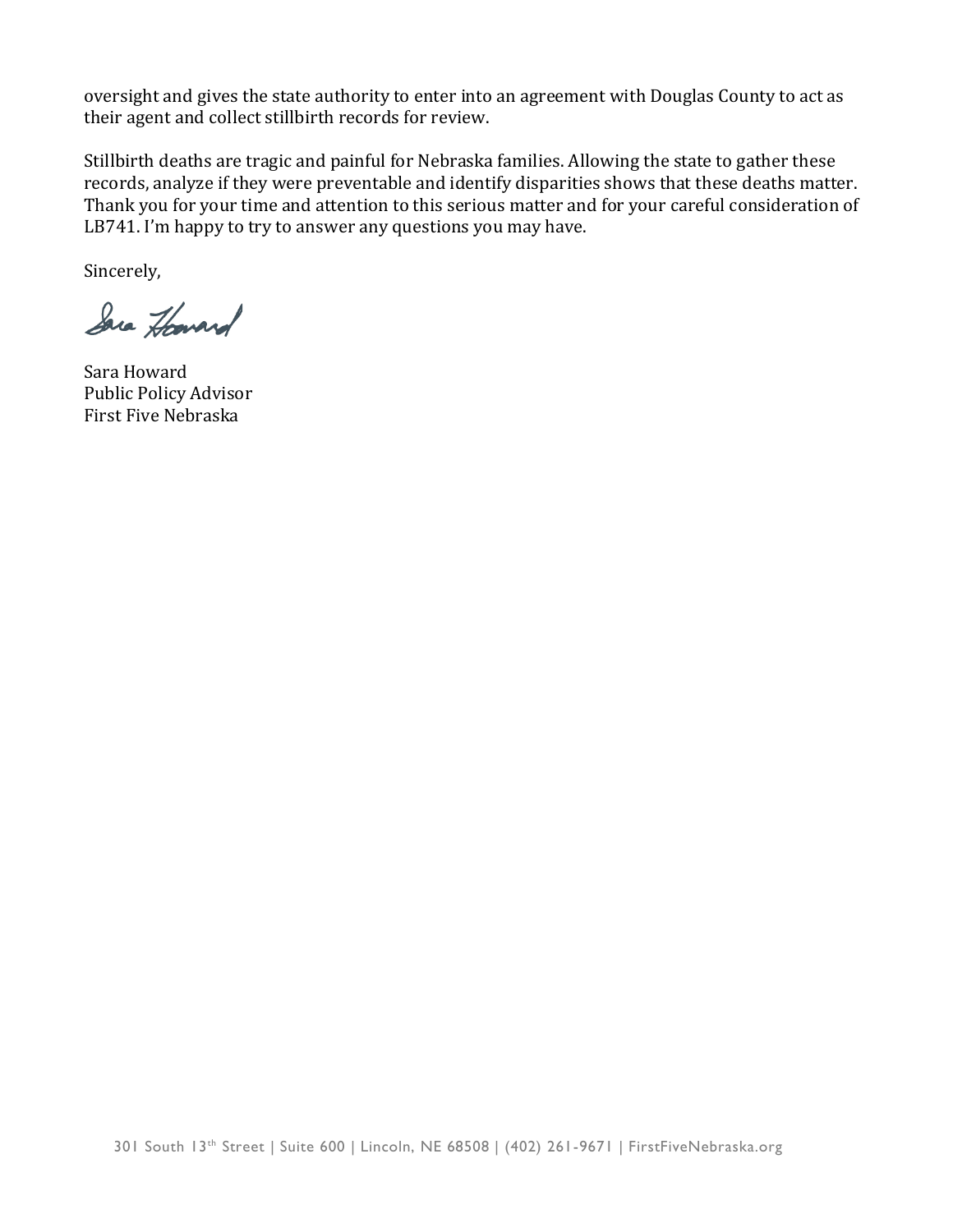oversight and gives the state authority to enter into an agreement with Douglas County to act as their agent and collect stillbirth records for review.

Stillbirth deaths are tragic and painful for Nebraska families. Allowing the state to gather these records, analyze if they were preventable and identify disparities shows that these deaths matter. Thank you for your time and attention to this serious matter and for your careful consideration of LB741. I'm happy to try to answer any questions you may have.

Sincerely,

Sara Howard

Sara Howard
Public Policy Advisor
First Five Nebraska

301 South 13th Street | Suite 600 | Lincoln, NE 68508 | (402) 261-9671 | FirstFiveNebraska.org